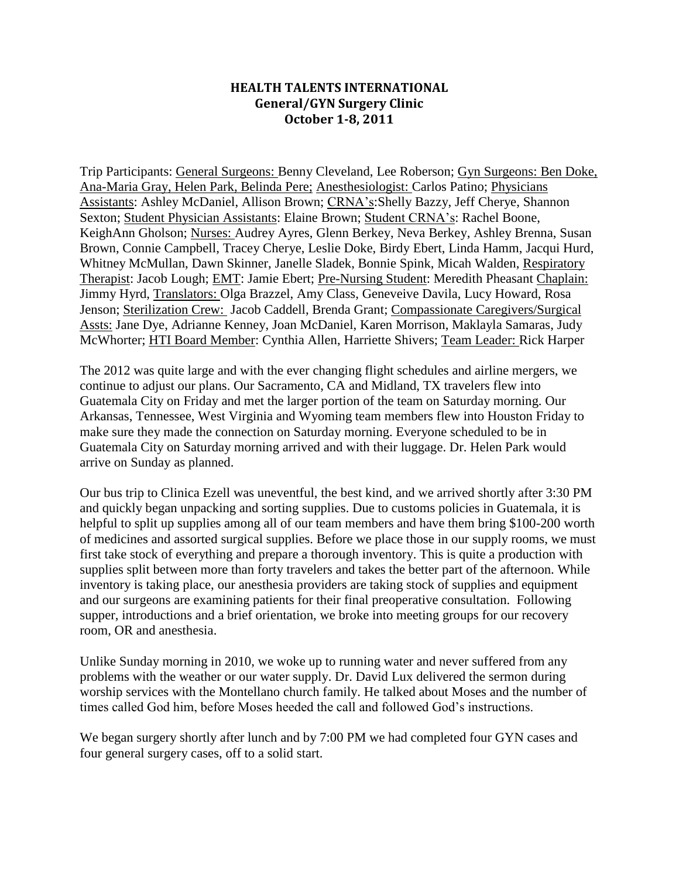**HEALTH TALENTS INTERNATIONAL**
**General/GYN Surgery Clinic**
**October 1-8, 2011**

Trip Participants: General Surgeons: Benny Cleveland, Lee Roberson; Gyn Surgeons: Ben Doke, Ana-Maria Gray, Helen Park, Belinda Pere; Anesthesiologist: Carlos Patino; Physicians Assistants: Ashley McDaniel, Allison Brown; CRNA's:Shelly Bazzy, Jeff Cherye, Shannon Sexton; Student Physician Assistants: Elaine Brown; Student CRNA's: Rachel Boone, KeighAnn Gholson; Nurses: Audrey Ayres, Glenn Berkey, Neva Berkey, Ashley Brenna, Susan Brown, Connie Campbell, Tracey Cherye, Leslie Doke, Birdy Ebert, Linda Hamm, Jacqui Hurd, Whitney McMullan, Dawn Skinner, Janelle Sladek, Bonnie Spink, Micah Walden, Respiratory Therapist: Jacob Lough; EMT: Jamie Ebert; Pre-Nursing Student: Meredith Pheasant Chaplain: Jimmy Hyrd, Translators: Olga Brazzel, Amy Class, Geneveive Davila, Lucy Howard, Rosa Jenson; Sterilization Crew: Jacob Caddell, Brenda Grant; Compassionate Caregivers/Surgical Assts: Jane Dye, Adrianne Kenney, Joan McDaniel, Karen Morrison, Maklayla Samaras, Judy McWhorter; HTI Board Member: Cynthia Allen, Harriette Shivers; Team Leader: Rick Harper

The 2012 was quite large and with the ever changing flight schedules and airline mergers, we continue to adjust our plans. Our Sacramento, CA and Midland, TX travelers flew into Guatemala City on Friday and met the larger portion of the team on Saturday morning. Our Arkansas, Tennessee, West Virginia and Wyoming team members flew into Houston Friday to make sure they made the connection on Saturday morning. Everyone scheduled to be in Guatemala City on Saturday morning arrived and with their luggage. Dr. Helen Park would arrive on Sunday as planned.

Our bus trip to Clinica Ezell was uneventful, the best kind, and we arrived shortly after 3:30 PM and quickly began unpacking and sorting supplies. Due to customs policies in Guatemala, it is helpful to split up supplies among all of our team members and have them bring $100-200 worth of medicines and assorted surgical supplies. Before we place those in our supply rooms, we must first take stock of everything and prepare a thorough inventory. This is quite a production with supplies split between more than forty travelers and takes the better part of the afternoon. While inventory is taking place, our anesthesia providers are taking stock of supplies and equipment and our surgeons are examining patients for their final preoperative consultation. Following supper, introductions and a brief orientation, we broke into meeting groups for our recovery room, OR and anesthesia.

Unlike Sunday morning in 2010, we woke up to running water and never suffered from any problems with the weather or our water supply. Dr. David Lux delivered the sermon during worship services with the Montellano church family. He talked about Moses and the number of times called God him, before Moses heeded the call and followed God's instructions.

We began surgery shortly after lunch and by 7:00 PM we had completed four GYN cases and four general surgery cases, off to a solid start.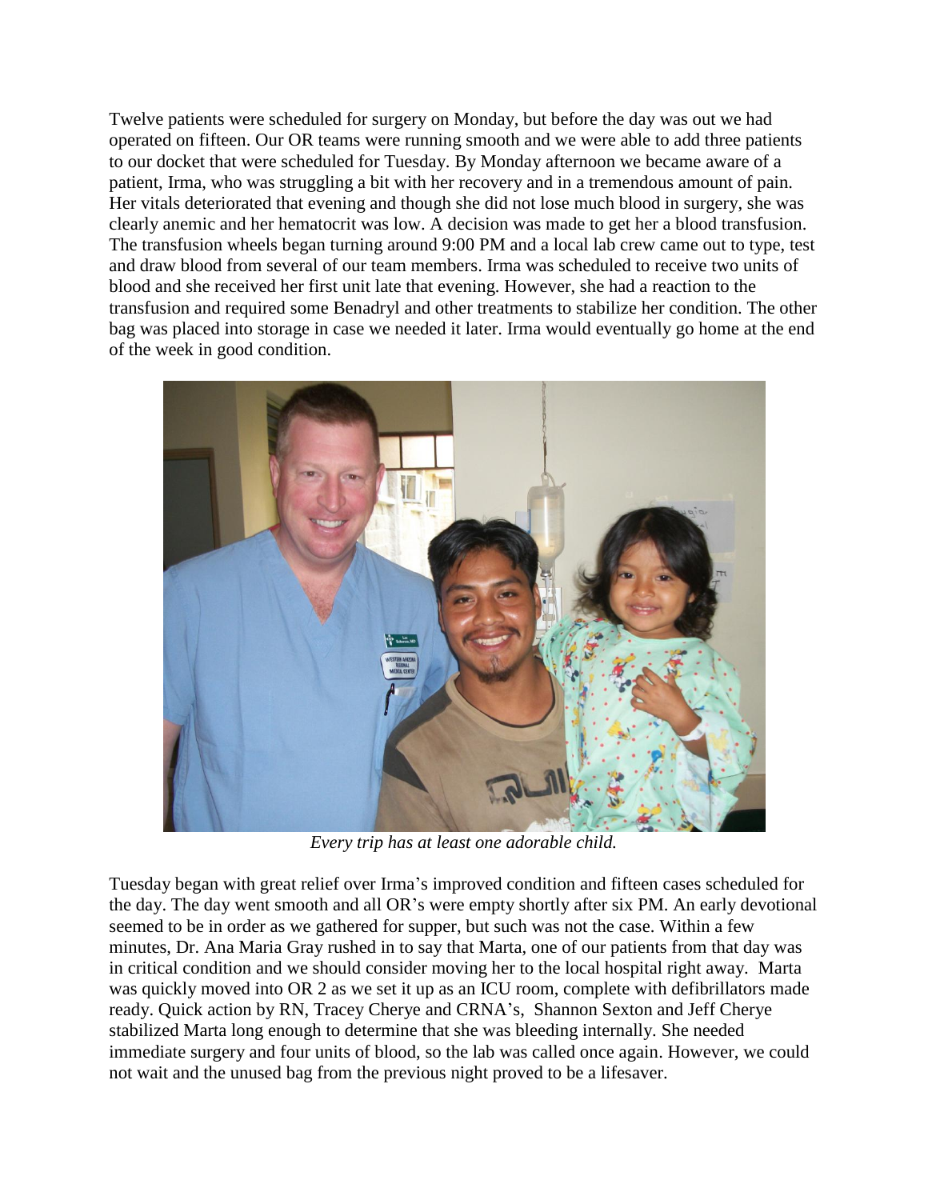Twelve patients were scheduled for surgery on Monday, but before the day was out we had operated on fifteen. Our OR teams were running smooth and we were able to add three patients to our docket that were scheduled for Tuesday. By Monday afternoon we became aware of a patient, Irma, who was struggling a bit with her recovery and in a tremendous amount of pain. Her vitals deteriorated that evening and though she did not lose much blood in surgery, she was clearly anemic and her hematocrit was low. A decision was made to get her a blood transfusion. The transfusion wheels began turning around 9:00 PM and a local lab crew came out to type, test and draw blood from several of our team members. Irma was scheduled to receive two units of blood and she received her first unit late that evening. However, she had a reaction to the transfusion and required some Benadryl and other treatments to stabilize her condition. The other bag was placed into storage in case we needed it later. Irma would eventually go home at the end of the week in good condition.

*Every trip has at least one adorable child.*

Tuesday began with great relief over Irma's improved condition and fifteen cases scheduled for the day. The day went smooth and all OR's were empty shortly after six PM. An early devotional seemed to be in order as we gathered for supper, but such was not the case. Within a few minutes, Dr. Ana Maria Gray rushed in to say that Marta, one of our patients from that day was in critical condition and we should consider moving her to the local hospital right away. Marta was quickly moved into OR 2 as we set it up as an ICU room, complete with defibrillators made ready. Quick action by RN, Tracey Cherye and CRNA's, Shannon Sexton and Jeff Cherye stabilized Marta long enough to determine that she was bleeding internally. She needed immediate surgery and four units of blood, so the lab was called once again. However, we could not wait and the unused bag from the previous night proved to be a lifesaver.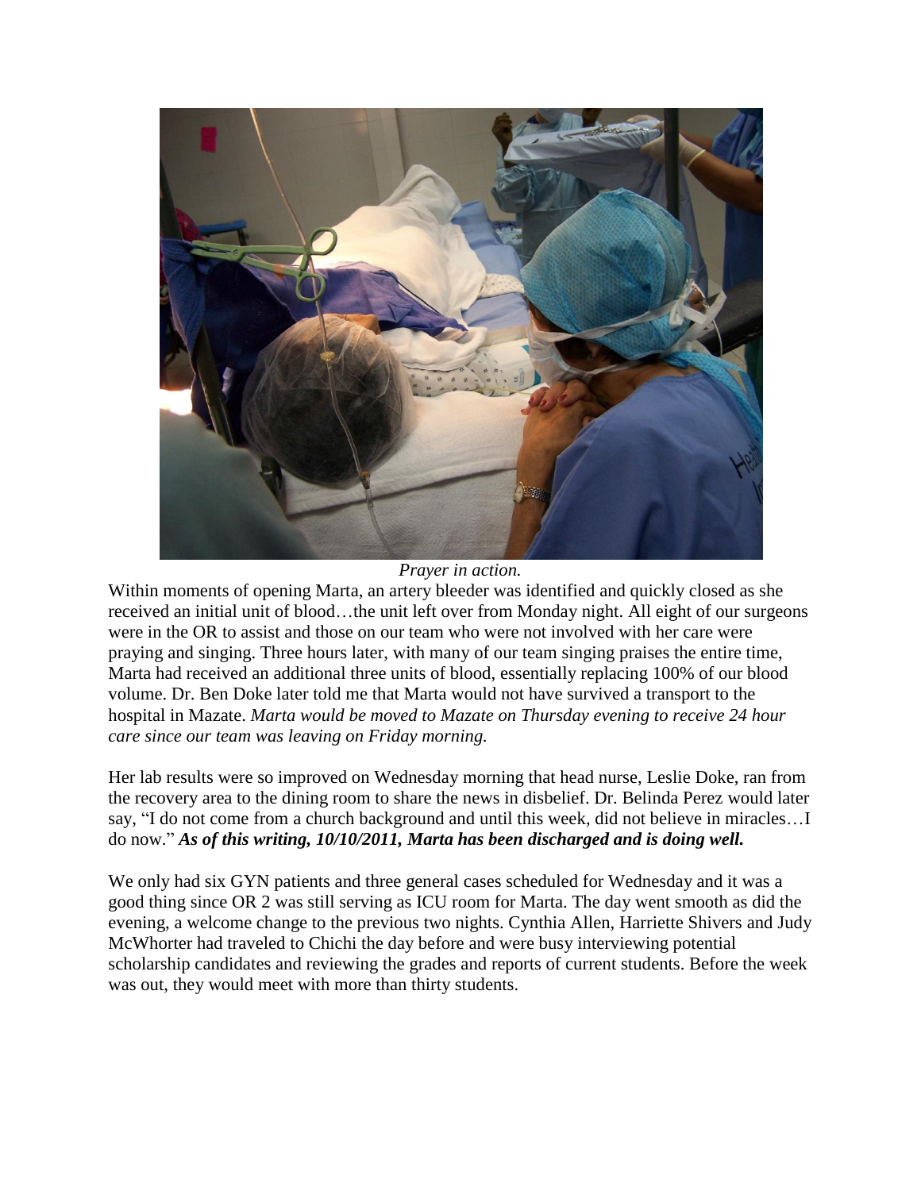*Prayer in action.*

Within moments of opening Marta, an artery bleeder was identified and quickly closed as she received an initial unit of blood…the unit left over from Monday night. All eight of our surgeons were in the OR to assist and those on our team who were not involved with her care were praying and singing. Three hours later, with many of our team singing praises the entire time, Marta had received an additional three units of blood, essentially replacing 100% of our blood volume. Dr. Ben Doke later told me that Marta would not have survived a transport to the hospital in Mazate. *Marta would be moved to Mazate on Thursday evening to receive 24 hour care since our team was leaving on Friday morning.*

Her lab results were so improved on Wednesday morning that head nurse, Leslie Doke, ran from the recovery area to the dining room to share the news in disbelief. Dr. Belinda Perez would later say, "I do not come from a church background and until this week, did not believe in miracles…I do now." ***As of this writing, 10/10/2011, Marta has been discharged and is doing well.***

We only had six GYN patients and three general cases scheduled for Wednesday and it was a good thing since OR 2 was still serving as ICU room for Marta. The day went smooth as did the evening, a welcome change to the previous two nights. Cynthia Allen, Harriette Shivers and Judy McWhorter had traveled to Chichi the day before and were busy interviewing potential scholarship candidates and reviewing the grades and reports of current students. Before the week was out, they would meet with more than thirty students.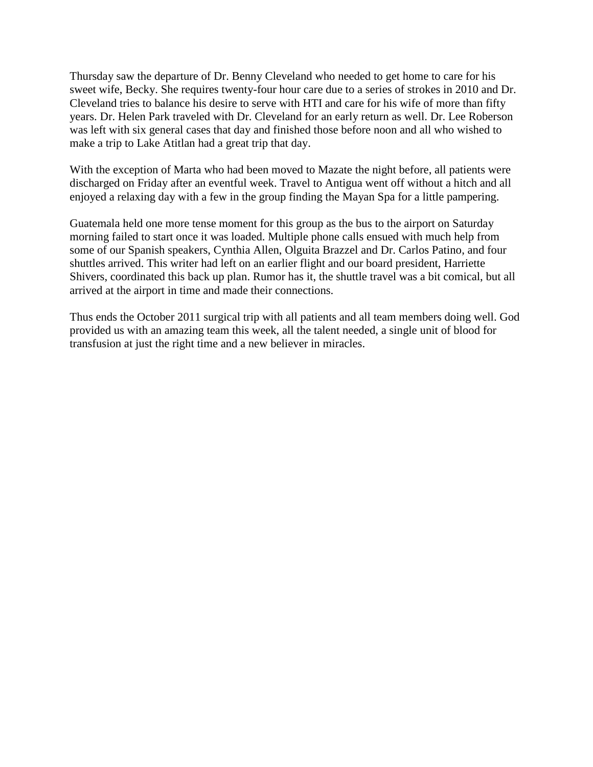Thursday saw the departure of Dr. Benny Cleveland who needed to get home to care for his sweet wife, Becky. She requires twenty-four hour care due to a series of strokes in 2010 and Dr. Cleveland tries to balance his desire to serve with HTI and care for his wife of more than fifty years. Dr. Helen Park traveled with Dr. Cleveland for an early return as well. Dr. Lee Roberson was left with six general cases that day and finished those before noon and all who wished to make a trip to Lake Atitlan had a great trip that day.

With the exception of Marta who had been moved to Mazate the night before, all patients were discharged on Friday after an eventful week. Travel to Antigua went off without a hitch and all enjoyed a relaxing day with a few in the group finding the Mayan Spa for a little pampering.

Guatemala held one more tense moment for this group as the bus to the airport on Saturday morning failed to start once it was loaded. Multiple phone calls ensued with much help from some of our Spanish speakers, Cynthia Allen, Olguita Brazzel and Dr. Carlos Patino, and four shuttles arrived. This writer had left on an earlier flight and our board president, Harriette Shivers, coordinated this back up plan. Rumor has it, the shuttle travel was a bit comical, but all arrived at the airport in time and made their connections.

Thus ends the October 2011 surgical trip with all patients and all team members doing well. God provided us with an amazing team this week, all the talent needed, a single unit of blood for transfusion at just the right time and a new believer in miracles.